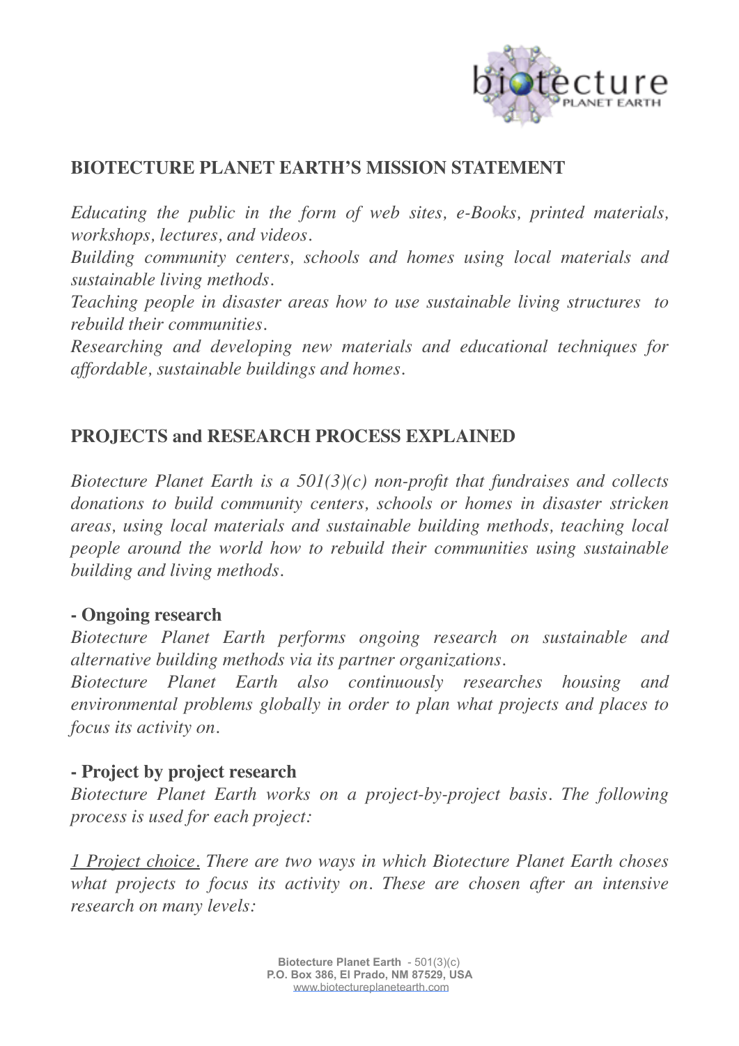## BIOTECTURE PLANET EARTH'S MISSION STATEMENT

*Educating the public in the form of web sites, e-Books, printed materials, workshops, lectures, and videos.*

*Building community centers, schools and homes using local materials and sustainable living methods.*

*Teaching people in disaster areas how to use sustainable living structures to rebuild their communities.*

*Researching and developing new materials and educational techniques for affordable, sustainable buildings and homes.*

## PROJECTS and RESEARCH PROCESS EXPLAINED

*Biotecture Planet Earth is a 501(3)(c) non-profit that fundraises and collects donations to build community centers, schools or homes in disaster stricken areas, using local materials and sustainable building methods, teaching local people around the world how to rebuild their communities using sustainable building and living methods.*

### - Ongoing research

*Biotecture Planet Earth performs ongoing research on sustainable and alternative building methods via its partner organizations.*

*Biotecture Planet Earth also continuously researches housing and environmental problems globally in order to plan what projects and places to focus its activity on.*

### - Project by project research

*Biotecture Planet Earth works on a project-by-project basis. The following process is used for each project:*

<u>1 Project choice.</u> *There are two ways in which Biotecture Planet Earth choses what projects to focus its activity on. These are chosen after an intensive research on many levels:*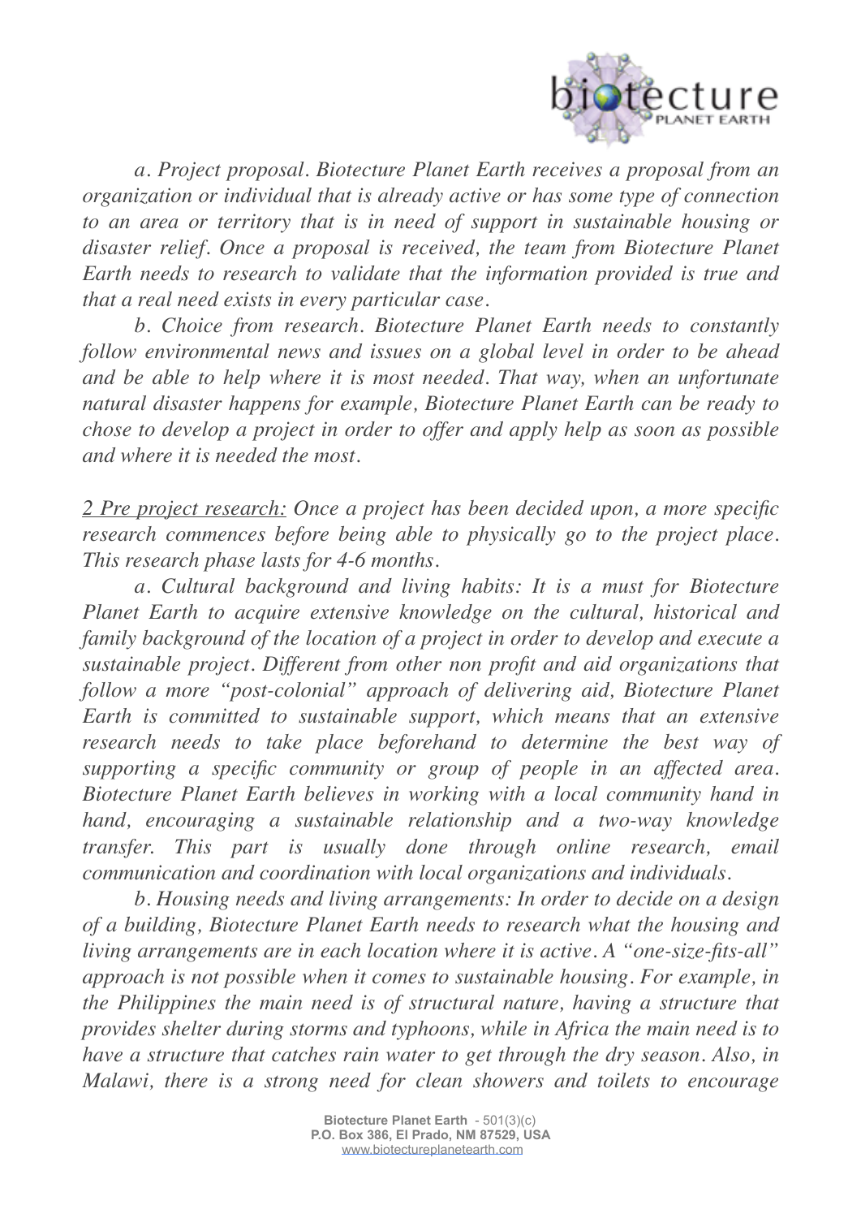*a. Project proposal. Biotecture Planet Earth receives a proposal from an organization or individual that is already active or has some type of connection to an area or territory that is in need of support in sustainable housing or disaster relief. Once a proposal is received, the team from Biotecture Planet Earth needs to research to validate that the information provided is true and that a real need exists in every particular case.*

*b. Choice from research. Biotecture Planet Earth needs to constantly follow environmental news and issues on a global level in order to be ahead and be able to help where it is most needed. That way, when an unfortunate natural disaster happens for example, Biotecture Planet Earth can be ready to chose to develop a project in order to offer and apply help as soon as possible and where it is needed the most.*

*<u>2 Pre project research:</u> Once a project has been decided upon, a more specific research commences before being able to physically go to the project place. This research phase lasts for 4-6 months.*

*a. Cultural background and living habits: It is a must for Biotecture Planet Earth to acquire extensive knowledge on the cultural, historical and family background of the location of a project in order to develop and execute a sustainable project. Different from other non profit and aid organizations that follow a more "post-colonial" approach of delivering aid, Biotecture Planet Earth is committed to sustainable support, which means that an extensive research needs to take place beforehand to determine the best way of supporting a specific community or group of people in an affected area. Biotecture Planet Earth believes in working with a local community hand in hand, encouraging a sustainable relationship and a two-way knowledge transfer. This part is usually done through online research, email communication and coordination with local organizations and individuals.*

*b. Housing needs and living arrangements: In order to decide on a design of a building, Biotecture Planet Earth needs to research what the housing and living arrangements are in each location where it is active. A "one-size-fits-all" approach is not possible when it comes to sustainable housing. For example, in the Philippines the main need is of structural nature, having a structure that provides shelter during storms and typhoons, while in Africa the main need is to have a structure that catches rain water to get through the dry season. Also, in Malawi, there is a strong need for clean showers and toilets to encourage*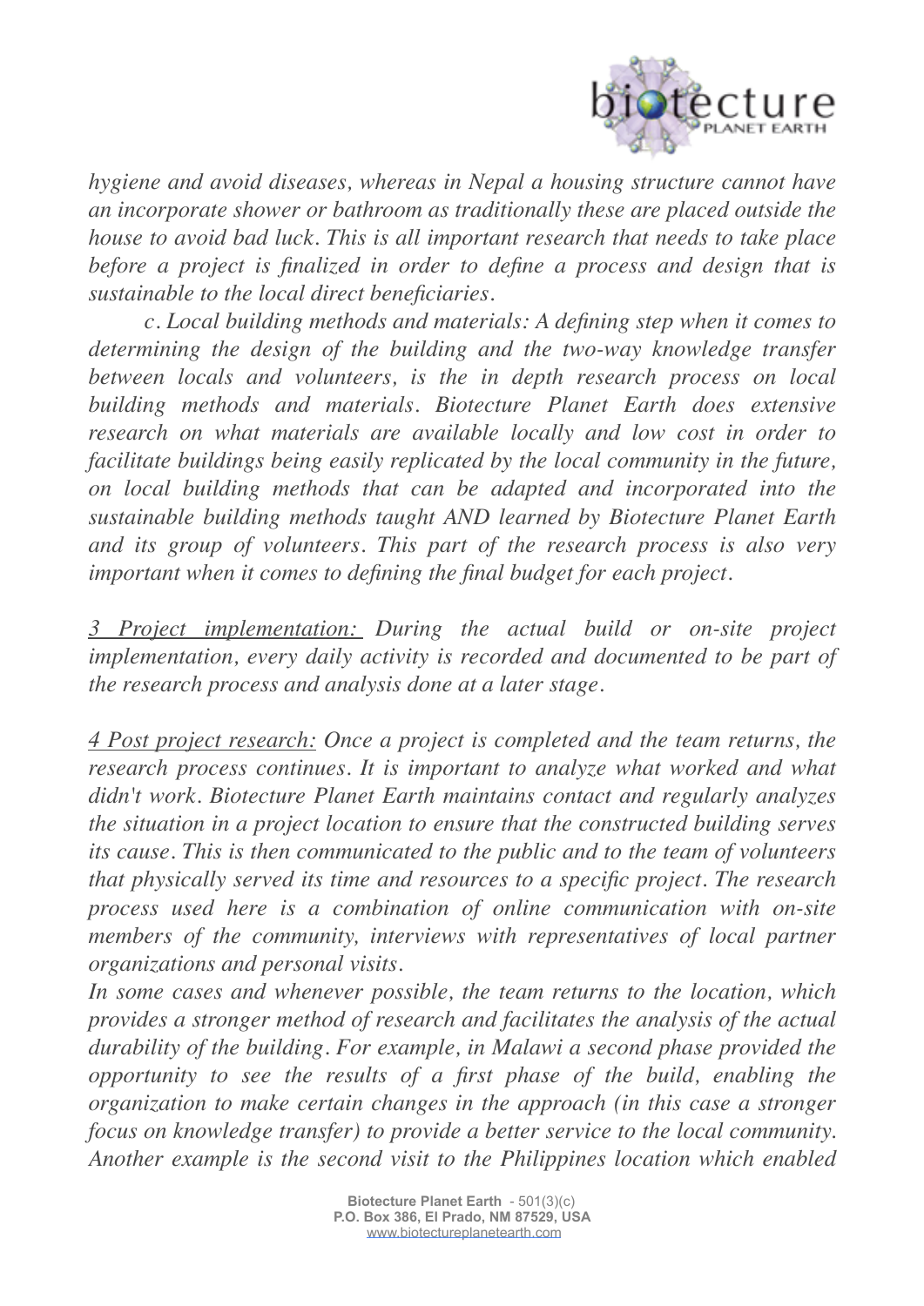*hygiene and avoid diseases, whereas in Nepal a housing structure cannot have an incorporate shower or bathroom as traditionally these are placed outside the house to avoid bad luck. This is all important research that needs to take place before a project is finalized in order to define a process and design that is sustainable to the local direct beneficiaries.*

*c. Local building methods and materials: A defining step when it comes to determining the design of the building and the two-way knowledge transfer between locals and volunteers, is the in depth research process on local building methods and materials. Biotecture Planet Earth does extensive research on what materials are available locally and low cost in order to facilitate buildings being easily replicated by the local community in the future, on local building methods that can be adapted and incorporated into the sustainable building methods taught AND learned by Biotecture Planet Earth and its group of volunteers. This part of the research process is also very important when it comes to defining the final budget for each project.*

*<u>3 Project implementation:</u> During the actual build or on-site project implementation, every daily activity is recorded and documented to be part of the research process and analysis done at a later stage.*

*<u>4 Post project research:</u> Once a project is completed and the team returns, the research process continues. It is important to analyze what worked and what didn't work. Biotecture Planet Earth maintains contact and regularly analyzes the situation in a project location to ensure that the constructed building serves its cause. This is then communicated to the public and to the team of volunteers that physically served its time and resources to a specific project. The research process used here is a combination of online communication with on-site members of the community, interviews with representatives of local partner organizations and personal visits.*

*In some cases and whenever possible, the team returns to the location, which provides a stronger method of research and facilitates the analysis of the actual durability of the building. For example, in Malawi a second phase provided the opportunity to see the results of a first phase of the build, enabling the organization to make certain changes in the approach (in this case a stronger focus on knowledge transfer) to provide a better service to the local community. Another example is the second visit to the Philippines location which enabled*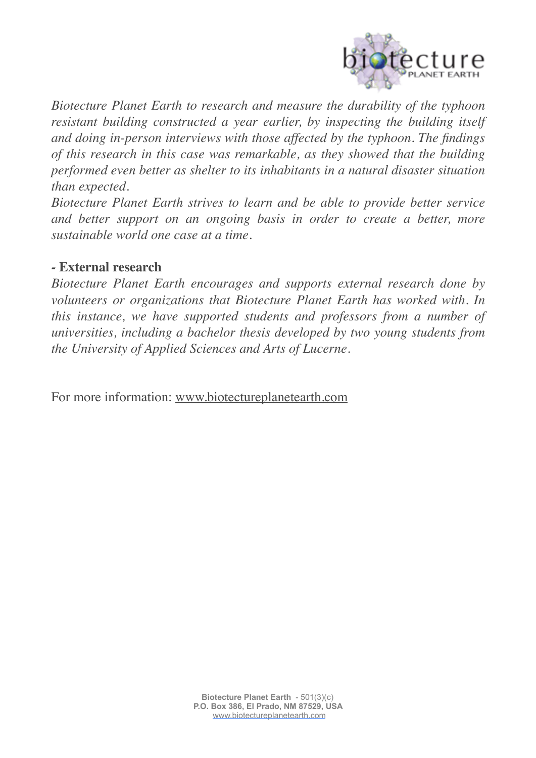*Biotecture Planet Earth to research and measure the durability of the typhoon resistant building constructed a year earlier, by inspecting the building itself and doing in-person interviews with those affected by the typhoon. The findings of this research in this case was remarkable, as they showed that the building performed even better as shelter to its inhabitants in a natural disaster situation than expected.*

*Biotecture Planet Earth strives to learn and be able to provide better service and better support on an ongoing basis in order to create a better, more sustainable world one case at a time.*

**- External research**

*Biotecture Planet Earth encourages and supports external research done by volunteers or organizations that Biotecture Planet Earth has worked with. In this instance, we have supported students and professors from a number of universities, including a bachelor thesis developed by two young students from the University of Applied Sciences and Arts of Lucerne.*

For more information: www.biotectureplanetearth.com